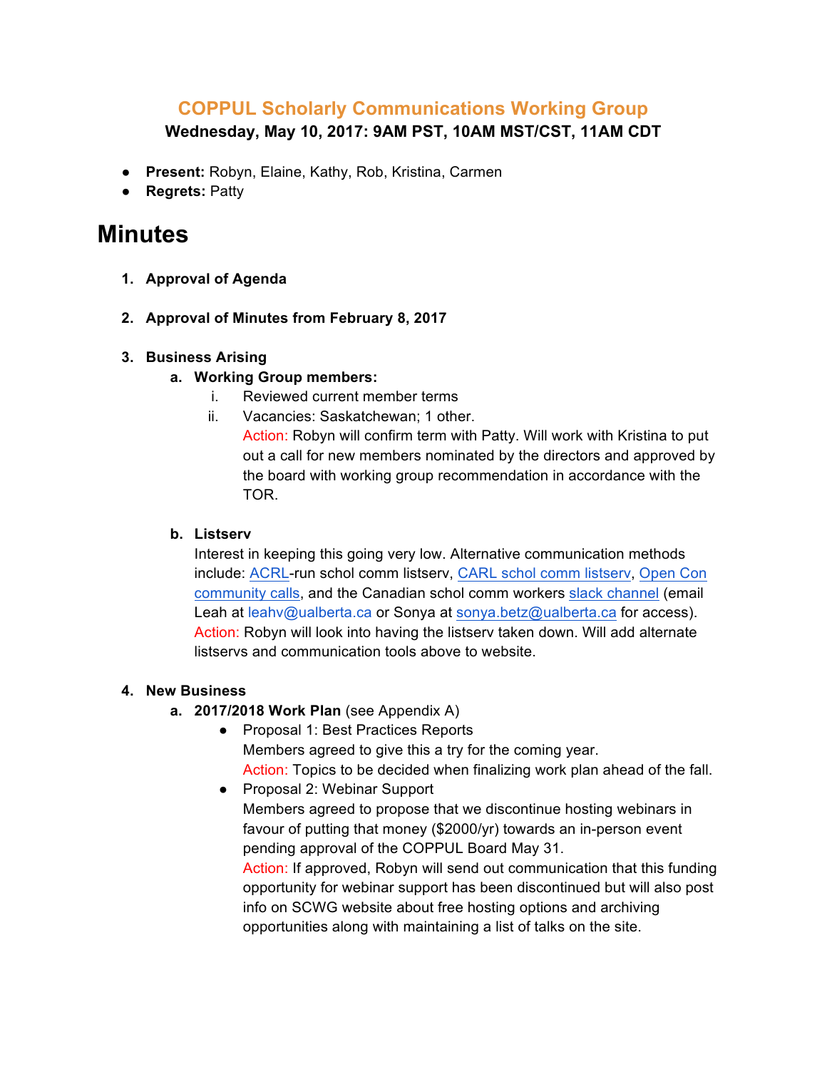## COPPUL Scholarly Communications Working Group

**Wednesday, May 10, 2017: 9AM PST, 10AM MST/CST, 11AM CDT**

- **Present:** Robyn, Elaine, Kathy, Rob, Kristina, Carmen
- **Regrets:** Patty

# Minutes

1. **Approval of Agenda**

2. **Approval of Minutes from February 8, 2017**

3. **Business Arising**
   a. **Working Group members:**
      i. Reviewed current member terms
      ii. Vacancies: Saskatchewan; 1 other.
      Action: Robyn will confirm term with Patty. Will work with Kristina to put out a call for new members nominated by the directors and approved by the board with working group recommendation in accordance with the TOR.

   b. **Listserv**
   Interest in keeping this going very low. Alternative communication methods include: ACRL-run schol comm listserv, CARL schol comm listserv, Open Con community calls, and the Canadian schol comm workers slack channel (email Leah at leahv@ualberta.ca or Sonya at sonya.betz@ualberta.ca for access).
   Action: Robyn will look into having the listserv taken down. Will add alternate listservs and communication tools above to website.

4. **New Business**
   a. **2017/2018 Work Plan** (see Appendix A)
      - Proposal 1: Best Practices Reports
        Members agreed to give this a try for the coming year.
        Action: Topics to be decided when finalizing work plan ahead of the fall.
      - Proposal 2: Webinar Support
        Members agreed to propose that we discontinue hosting webinars in favour of putting that money ($2000/yr) towards an in-person event pending approval of the COPPUL Board May 31.
        Action: If approved, Robyn will send out communication that this funding opportunity for webinar support has been discontinued but will also post info on SCWG website about free hosting options and archiving opportunities along with maintaining a list of talks on the site.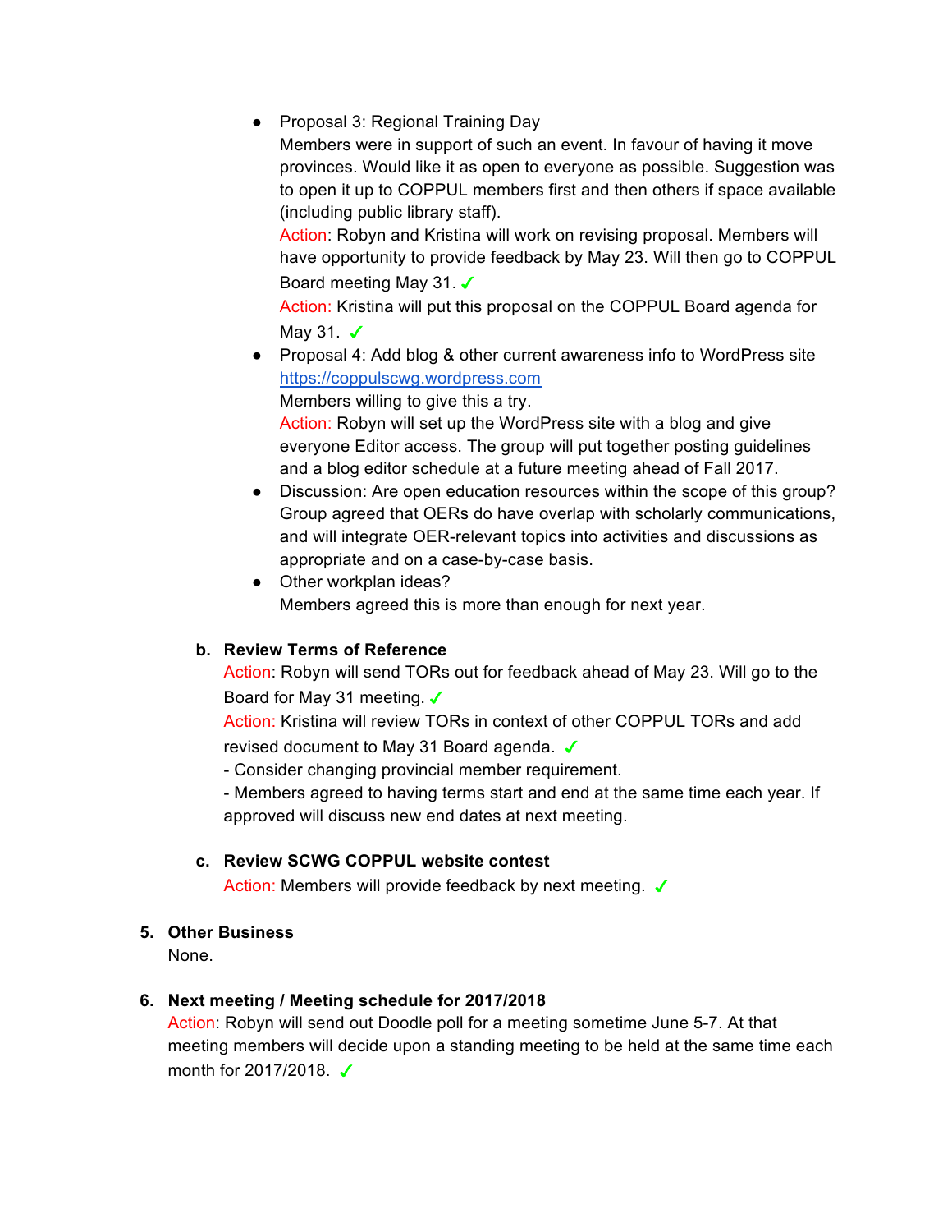- Proposal 3: Regional Training Day
  Members were in support of such an event. In favour of having it move provinces. Would like it as open to everyone as possible. Suggestion was to open it up to COPPUL members first and then others if space available (including public library staff).
  Action: Robyn and Kristina will work on revising proposal. Members will have opportunity to provide feedback by May 23. Will then go to COPPUL Board meeting May 31. ✓
  Action: Kristina will put this proposal on the COPPUL Board agenda for May 31. ✓
- Proposal 4: Add blog & other current awareness info to WordPress site https://coppulscwg.wordpress.com
  Members willing to give this a try.
  Action: Robyn will set up the WordPress site with a blog and give everyone Editor access. The group will put together posting guidelines and a blog editor schedule at a future meeting ahead of Fall 2017.
- Discussion: Are open education resources within the scope of this group? Group agreed that OERs do have overlap with scholarly communications, and will integrate OER-relevant topics into activities and discussions as appropriate and on a case-by-case basis.
- Other workplan ideas?
  Members agreed this is more than enough for next year.

**b. Review Terms of Reference**

Action: Robyn will send TORs out for feedback ahead of May 23. Will go to the Board for May 31 meeting. ✓

Action: Kristina will review TORs in context of other COPPUL TORs and add revised document to May 31 Board agenda. ✓

- Consider changing provincial member requirement.
- Members agreed to having terms start and end at the same time each year. If approved will discuss new end dates at next meeting.

**c. Review SCWG COPPUL website contest**

Action: Members will provide feedback by next meeting. ✓

**5. Other Business**

None.

**6. Next meeting / Meeting schedule for 2017/2018**

Action: Robyn will send out Doodle poll for a meeting sometime June 5-7. At that meeting members will decide upon a standing meeting to be held at the same time each month for 2017/2018. ✓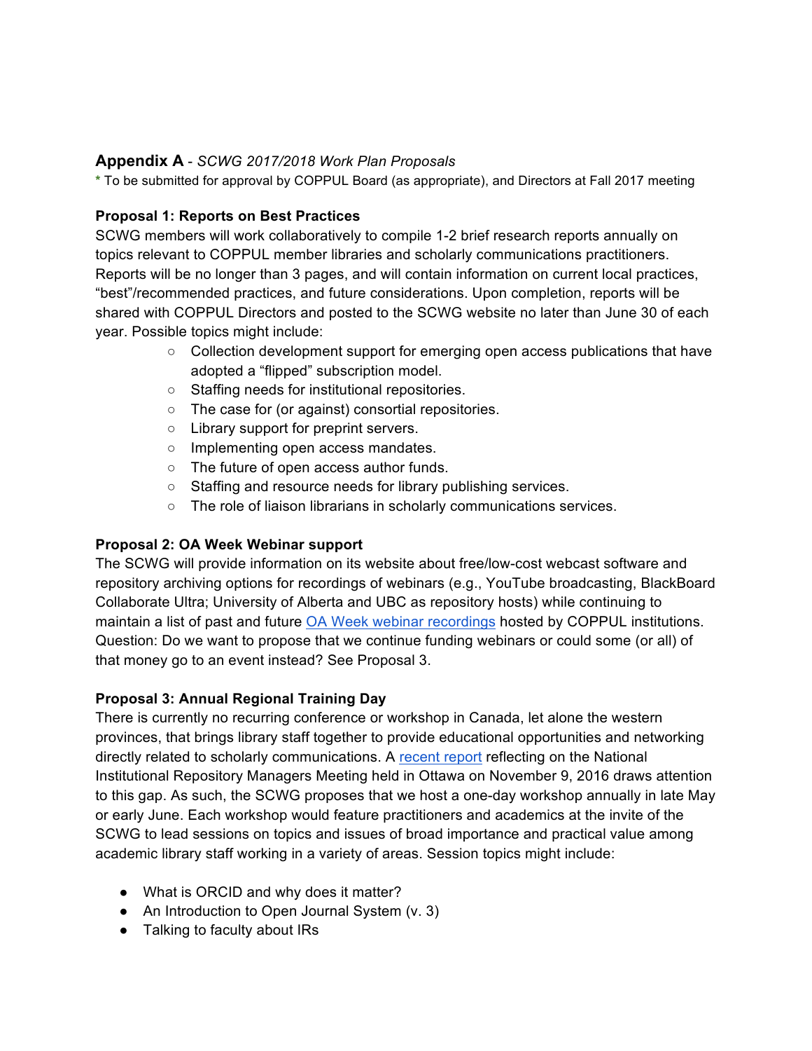### **Appendix A** - *SCWG 2017/2018 Work Plan Proposals*

\* To be submitted for approval by COPPUL Board (as appropriate), and Directors at Fall 2017 meeting

**Proposal 1: Reports on Best Practices**

SCWG members will work collaboratively to compile 1-2 brief research reports annually on topics relevant to COPPUL member libraries and scholarly communications practitioners. Reports will be no longer than 3 pages, and will contain information on current local practices, "best"/recommended practices, and future considerations. Upon completion, reports will be shared with COPPUL Directors and posted to the SCWG website no later than June 30 of each year. Possible topics might include:

- Collection development support for emerging open access publications that have adopted a "flipped" subscription model.
- Staffing needs for institutional repositories.
- The case for (or against) consortial repositories.
- Library support for preprint servers.
- Implementing open access mandates.
- The future of open access author funds.
- Staffing and resource needs for library publishing services.
- The role of liaison librarians in scholarly communications services.

**Proposal 2: OA Week Webinar support**

The SCWG will provide information on its website about free/low-cost webcast software and repository archiving options for recordings of webinars (e.g., YouTube broadcasting, BlackBoard Collaborate Ultra; University of Alberta and UBC as repository hosts) while continuing to maintain a list of past and future OA Week webinar recordings hosted by COPPUL institutions. Question: Do we want to propose that we continue funding webinars or could some (or all) of that money go to an event instead? See Proposal 3.

**Proposal 3: Annual Regional Training Day**

There is currently no recurring conference or workshop in Canada, let alone the western provinces, that brings library staff together to provide educational opportunities and networking directly related to scholarly communications. A recent report reflecting on the National Institutional Repository Managers Meeting held in Ottawa on November 9, 2016 draws attention to this gap. As such, the SCWG proposes that we host a one-day workshop annually in late May or early June. Each workshop would feature practitioners and academics at the invite of the SCWG to lead sessions on topics and issues of broad importance and practical value among academic library staff working in a variety of areas. Session topics might include:

- What is ORCID and why does it matter?
- An Introduction to Open Journal System (v. 3)
- Talking to faculty about IRs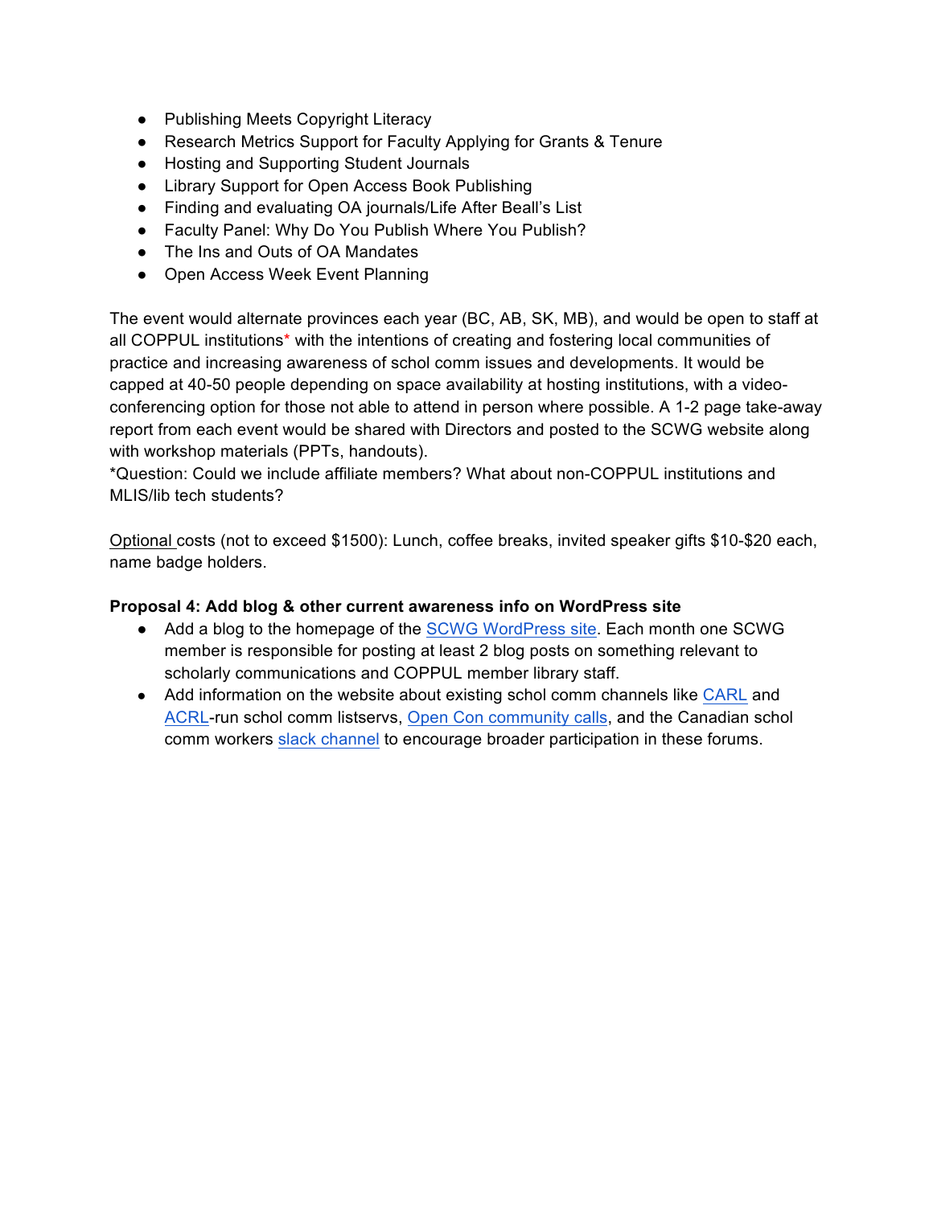- Publishing Meets Copyright Literacy
- Research Metrics Support for Faculty Applying for Grants & Tenure
- Hosting and Supporting Student Journals
- Library Support for Open Access Book Publishing
- Finding and evaluating OA journals/Life After Beall's List
- Faculty Panel: Why Do You Publish Where You Publish?
- The Ins and Outs of OA Mandates
- Open Access Week Event Planning

The event would alternate provinces each year (BC, AB, SK, MB), and would be open to staff at all COPPUL institutions* with the intentions of creating and fostering local communities of practice and increasing awareness of schol comm issues and developments. It would be capped at 40-50 people depending on space availability at hosting institutions, with a video-conferencing option for those not able to attend in person where possible. A 1-2 page take-away report from each event would be shared with Directors and posted to the SCWG website along with workshop materials (PPTs, handouts).
*Question: Could we include affiliate members? What about non-COPPUL institutions and MLIS/lib tech students?

Optional costs (not to exceed $1500): Lunch, coffee breaks, invited speaker gifts $10-$20 each, name badge holders.

**Proposal 4: Add blog & other current awareness info on WordPress site**

- Add a blog to the homepage of the SCWG WordPress site. Each month one SCWG member is responsible for posting at least 2 blog posts on something relevant to scholarly communications and COPPUL member library staff.
- Add information on the website about existing schol comm channels like CARL and ACRL-run schol comm listservs, Open Con community calls, and the Canadian schol comm workers slack channel to encourage broader participation in these forums.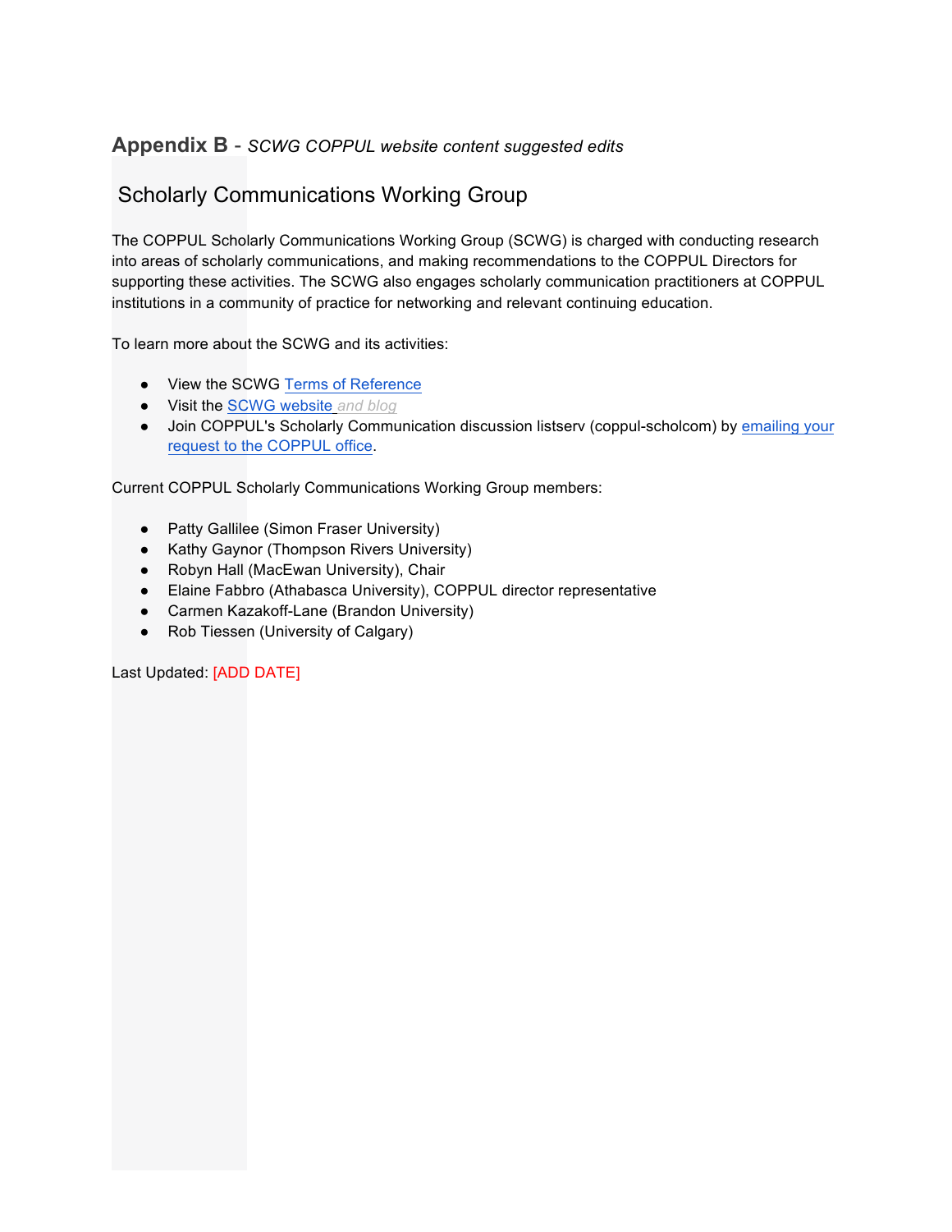## **Appendix B** - *SCWG COPPUL website content suggested edits*

# Scholarly Communications Working Group

The COPPUL Scholarly Communications Working Group (SCWG) is charged with conducting research into areas of scholarly communications, and making recommendations to the COPPUL Directors for supporting these activities. The SCWG also engages scholarly communication practitioners at COPPUL institutions in a community of practice for networking and relevant continuing education.

To learn more about the SCWG and its activities:

- View the SCWG Terms of Reference
- Visit the SCWG website *and blog*
- Join COPPUL's Scholarly Communication discussion listserv (coppul-scholcom) by emailing your request to the COPPUL office.

Current COPPUL Scholarly Communications Working Group members:

- Patty Gallilee (Simon Fraser University)
- Kathy Gaynor (Thompson Rivers University)
- Robyn Hall (MacEwan University), Chair
- Elaine Fabbro (Athabasca University), COPPUL director representative
- Carmen Kazakoff-Lane (Brandon University)
- Rob Tiessen (University of Calgary)

Last Updated: [ADD DATE]